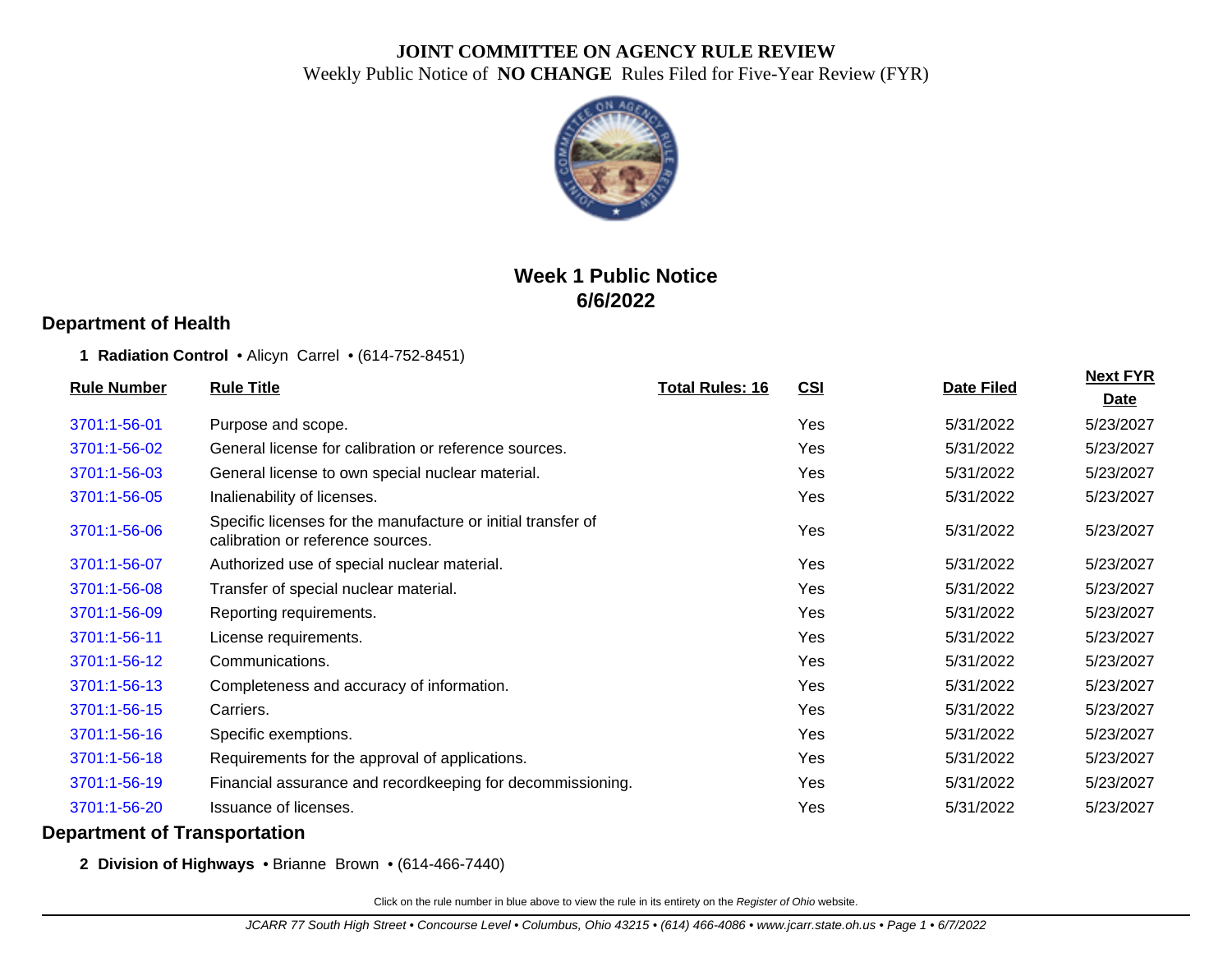# JOINT COMMITTEE ON AGENCY RULE REVIEW

Weekly Public Notice of **NO CHANGE** Rules Filed for Five-Year Review (FYR)

## Week 1 Public Notice
## 6/6/2022

## Department of Health

**1 Radiation Control** • Alicyn Carrel • (614-752-8451)

| Rule Number | Rule Title | Total Rules: 16 | CSI | Date Filed | Next FYR Date |
|---|---|---|---|---|---|
| 3701:1-56-01 | Purpose and scope. | | Yes | 5/31/2022 | 5/23/2027 |
| 3701:1-56-02 | General license for calibration or reference sources. | | Yes | 5/31/2022 | 5/23/2027 |
| 3701:1-56-03 | General license to own special nuclear material. | | Yes | 5/31/2022 | 5/23/2027 |
| 3701:1-56-05 | Inalienability of licenses. | | Yes | 5/31/2022 | 5/23/2027 |
| 3701:1-56-06 | Specific licenses for the manufacture or initial transfer of calibration or reference sources. | | Yes | 5/31/2022 | 5/23/2027 |
| 3701:1-56-07 | Authorized use of special nuclear material. | | Yes | 5/31/2022 | 5/23/2027 |
| 3701:1-56-08 | Transfer of special nuclear material. | | Yes | 5/31/2022 | 5/23/2027 |
| 3701:1-56-09 | Reporting requirements. | | Yes | 5/31/2022 | 5/23/2027 |
| 3701:1-56-11 | License requirements. | | Yes | 5/31/2022 | 5/23/2027 |
| 3701:1-56-12 | Communications. | | Yes | 5/31/2022 | 5/23/2027 |
| 3701:1-56-13 | Completeness and accuracy of information. | | Yes | 5/31/2022 | 5/23/2027 |
| 3701:1-56-15 | Carriers. | | Yes | 5/31/2022 | 5/23/2027 |
| 3701:1-56-16 | Specific exemptions. | | Yes | 5/31/2022 | 5/23/2027 |
| 3701:1-56-18 | Requirements for the approval of applications. | | Yes | 5/31/2022 | 5/23/2027 |
| 3701:1-56-19 | Financial assurance and recordkeeping for decommissioning. | | Yes | 5/31/2022 | 5/23/2027 |
| 3701:1-56-20 | Issuance of licenses. | | Yes | 5/31/2022 | 5/23/2027 |

## Department of Transportation

**2 Division of Highways** • Brianne Brown • (614-466-7440)

Click on the rule number in blue above to view the rule in its entirety on the *Register of Ohio* website.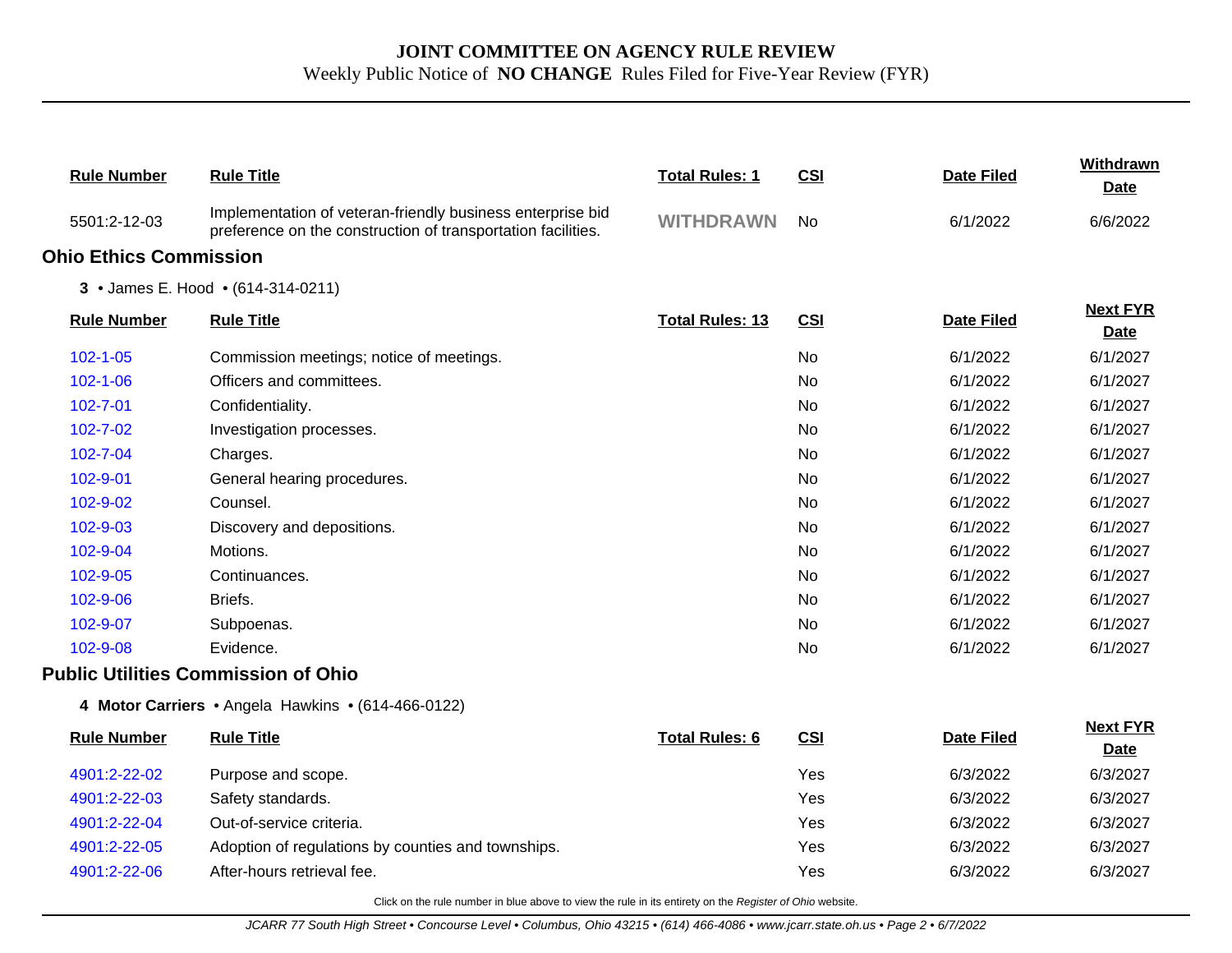# JOINT COMMITTEE ON AGENCY RULE REVIEW

Weekly Public Notice of **NO CHANGE** Rules Filed for Five-Year Review (FYR)

| Rule Number | Rule Title | Total Rules: 1 | CSI | Date Filed | Withdrawn Date |
|---|---|---|---|---|---|
| 5501:2-12-03 | Implementation of veteran-friendly business enterprise bid preference on the construction of transportation facilities. | WITHDRAWN | No | 6/1/2022 | 6/6/2022 |

## Ohio Ethics Commission

**3** • James E. Hood • (614-314-0211)

| Rule Number | Rule Title | Total Rules: 13 | CSI | Date Filed | Next FYR Date |
|---|---|---|---|---|---|
| 102-1-05 | Commission meetings; notice of meetings. | | No | 6/1/2022 | 6/1/2027 |
| 102-1-06 | Officers and committees. | | No | 6/1/2022 | 6/1/2027 |
| 102-7-01 | Confidentiality. | | No | 6/1/2022 | 6/1/2027 |
| 102-7-02 | Investigation processes. | | No | 6/1/2022 | 6/1/2027 |
| 102-7-04 | Charges. | | No | 6/1/2022 | 6/1/2027 |
| 102-9-01 | General hearing procedures. | | No | 6/1/2022 | 6/1/2027 |
| 102-9-02 | Counsel. | | No | 6/1/2022 | 6/1/2027 |
| 102-9-03 | Discovery and depositions. | | No | 6/1/2022 | 6/1/2027 |
| 102-9-04 | Motions. | | No | 6/1/2022 | 6/1/2027 |
| 102-9-05 | Continuances. | | No | 6/1/2022 | 6/1/2027 |
| 102-9-06 | Briefs. | | No | 6/1/2022 | 6/1/2027 |
| 102-9-07 | Subpoenas. | | No | 6/1/2022 | 6/1/2027 |
| 102-9-08 | Evidence. | | No | 6/1/2022 | 6/1/2027 |

## Public Utilities Commission of Ohio

**4 Motor Carriers** • Angela Hawkins • (614-466-0122)

| Rule Number | Rule Title | Total Rules: 6 | CSI | Date Filed | Next FYR Date |
|---|---|---|---|---|---|
| 4901:2-22-02 | Purpose and scope. | | Yes | 6/3/2022 | 6/3/2027 |
| 4901:2-22-03 | Safety standards. | | Yes | 6/3/2022 | 6/3/2027 |
| 4901:2-22-04 | Out-of-service criteria. | | Yes | 6/3/2022 | 6/3/2027 |
| 4901:2-22-05 | Adoption of regulations by counties and townships. | | Yes | 6/3/2022 | 6/3/2027 |
| 4901:2-22-06 | After-hours retrieval fee. | | Yes | 6/3/2022 | 6/3/2027 |

Click on the rule number in blue above to view the rule in its entirety on the *Register of Ohio* website.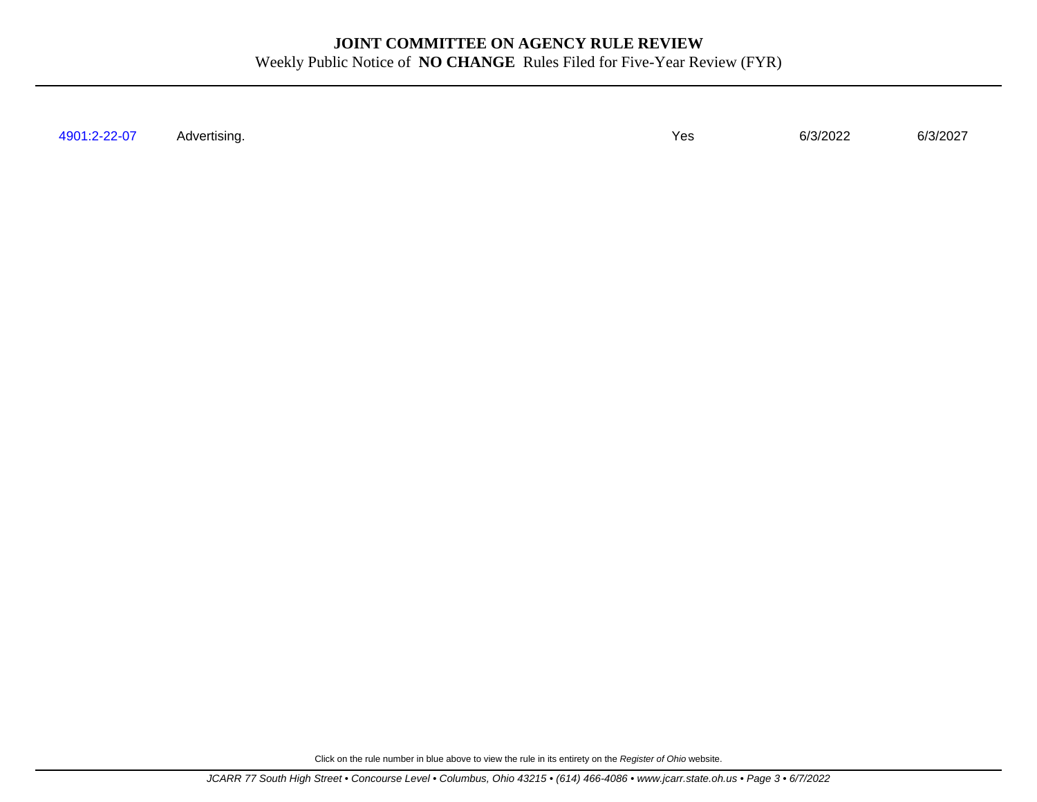# JOINT COMMITTEE ON AGENCY RULE REVIEW

Weekly Public Notice of **NO CHANGE** Rules Filed for Five-Year Review (FYR)

| | | | | |
|---|---|---|---|---|
| 4901:2-22-07 | Advertising. | Yes | 6/3/2022 | 6/3/2027 |

Click on the rule number in blue above to view the rule in its entirety on the *Register of Ohio* website.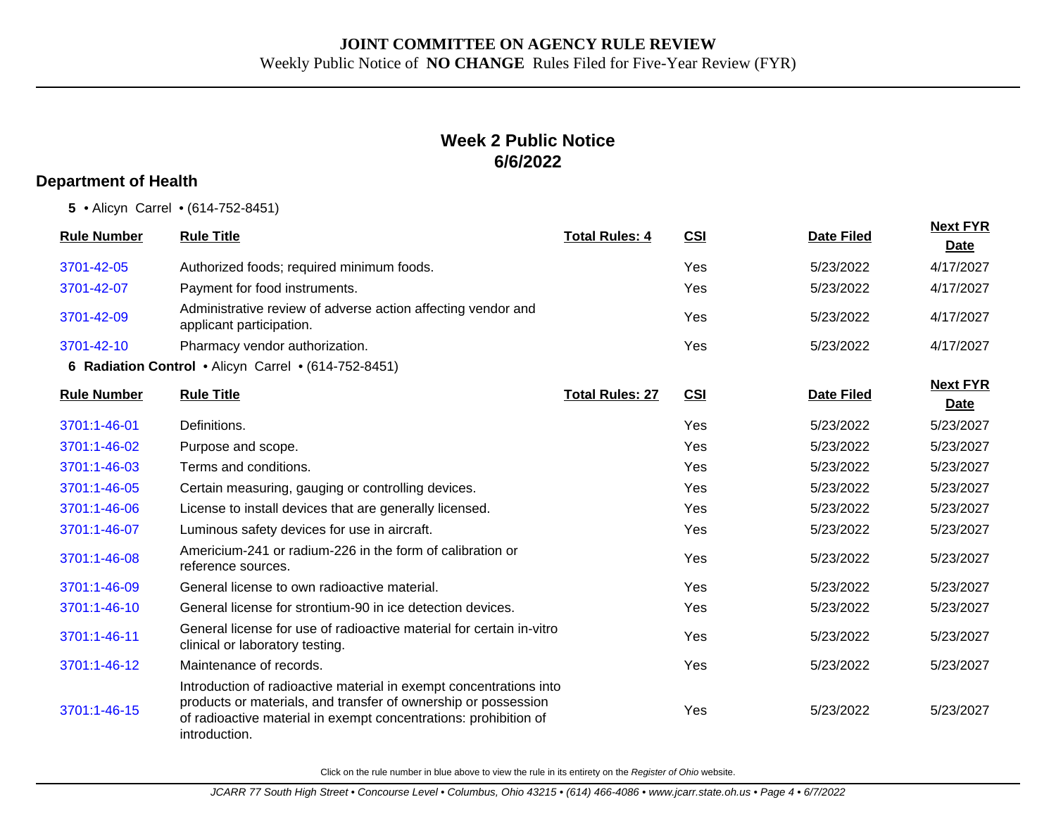**JOINT COMMITTEE ON AGENCY RULE REVIEW**

Weekly Public Notice of **NO CHANGE** Rules Filed for Five-Year Review (FYR)

## Week 2 Public Notice
## 6/6/2022

### Department of Health

**5** • Alicyn Carrel • (614-752-8451)

| Rule Number | Rule Title | Total Rules: 4 | CSI | Date Filed | Next FYR Date |
|---|---|---|---|---|---|
| 3701-42-05 | Authorized foods; required minimum foods. | | Yes | 5/23/2022 | 4/17/2027 |
| 3701-42-07 | Payment for food instruments. | | Yes | 5/23/2022 | 4/17/2027 |
| 3701-42-09 | Administrative review of adverse action affecting vendor and applicant participation. | | Yes | 5/23/2022 | 4/17/2027 |
| 3701-42-10 | Pharmacy vendor authorization. | | Yes | 5/23/2022 | 4/17/2027 |

**6 Radiation Control** • Alicyn Carrel • (614-752-8451)

| Rule Number | Rule Title | Total Rules: 27 | CSI | Date Filed | Next FYR Date |
|---|---|---|---|---|---|
| 3701:1-46-01 | Definitions. | | Yes | 5/23/2022 | 5/23/2027 |
| 3701:1-46-02 | Purpose and scope. | | Yes | 5/23/2022 | 5/23/2027 |
| 3701:1-46-03 | Terms and conditions. | | Yes | 5/23/2022 | 5/23/2027 |
| 3701:1-46-05 | Certain measuring, gauging or controlling devices. | | Yes | 5/23/2022 | 5/23/2027 |
| 3701:1-46-06 | License to install devices that are generally licensed. | | Yes | 5/23/2022 | 5/23/2027 |
| 3701:1-46-07 | Luminous safety devices for use in aircraft. | | Yes | 5/23/2022 | 5/23/2027 |
| 3701:1-46-08 | Americium-241 or radium-226 in the form of calibration or reference sources. | | Yes | 5/23/2022 | 5/23/2027 |
| 3701:1-46-09 | General license to own radioactive material. | | Yes | 5/23/2022 | 5/23/2027 |
| 3701:1-46-10 | General license for strontium-90 in ice detection devices. | | Yes | 5/23/2022 | 5/23/2027 |
| 3701:1-46-11 | General license for use of radioactive material for certain in-vitro clinical or laboratory testing. | | Yes | 5/23/2022 | 5/23/2027 |
| 3701:1-46-12 | Maintenance of records. | | Yes | 5/23/2022 | 5/23/2027 |
| 3701:1-46-15 | Introduction of radioactive material in exempt concentrations into products or materials, and transfer of ownership or possession of radioactive material in exempt concentrations: prohibition of introduction. | | Yes | 5/23/2022 | 5/23/2027 |

Click on the rule number in blue above to view the rule in its entirety on the *Register of Ohio* website.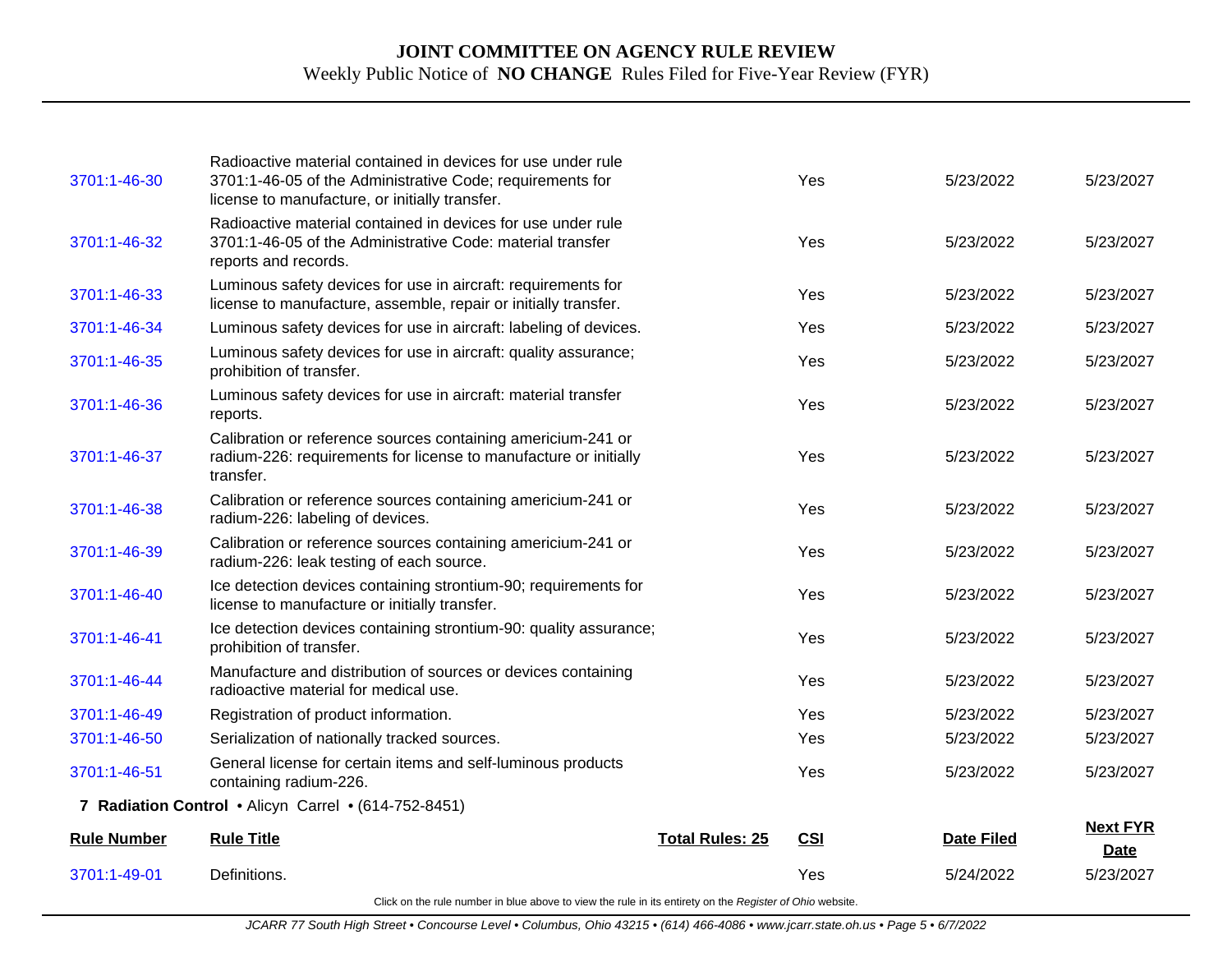| | | | | | |
|---|---|---|---|---|---|
| 3701:1-46-30 | Radioactive material contained in devices for use under rule 3701:1-46-05 of the Administrative Code; requirements for license to manufacture, or initially transfer. | | Yes | 5/23/2022 | 5/23/2027 |
| 3701:1-46-32 | Radioactive material contained in devices for use under rule 3701:1-46-05 of the Administrative Code: material transfer reports and records. | | Yes | 5/23/2022 | 5/23/2027 |
| 3701:1-46-33 | Luminous safety devices for use in aircraft: requirements for license to manufacture, assemble, repair or initially transfer. | | Yes | 5/23/2022 | 5/23/2027 |
| 3701:1-46-34 | Luminous safety devices for use in aircraft: labeling of devices. | | Yes | 5/23/2022 | 5/23/2027 |
| 3701:1-46-35 | Luminous safety devices for use in aircraft: quality assurance; prohibition of transfer. | | Yes | 5/23/2022 | 5/23/2027 |
| 3701:1-46-36 | Luminous safety devices for use in aircraft: material transfer reports. | | Yes | 5/23/2022 | 5/23/2027 |
| 3701:1-46-37 | Calibration or reference sources containing americium-241 or radium-226: requirements for license to manufacture or initially transfer. | | Yes | 5/23/2022 | 5/23/2027 |
| 3701:1-46-38 | Calibration or reference sources containing americium-241 or radium-226: labeling of devices. | | Yes | 5/23/2022 | 5/23/2027 |
| 3701:1-46-39 | Calibration or reference sources containing americium-241 or radium-226: leak testing of each source. | | Yes | 5/23/2022 | 5/23/2027 |
| 3701:1-46-40 | Ice detection devices containing strontium-90; requirements for license to manufacture or initially transfer. | | Yes | 5/23/2022 | 5/23/2027 |
| 3701:1-46-41 | Ice detection devices containing strontium-90: quality assurance; prohibition of transfer. | | Yes | 5/23/2022 | 5/23/2027 |
| 3701:1-46-44 | Manufacture and distribution of sources or devices containing radioactive material for medical use. | | Yes | 5/23/2022 | 5/23/2027 |
| 3701:1-46-49 | Registration of product information. | | Yes | 5/23/2022 | 5/23/2027 |
| 3701:1-46-50 | Serialization of nationally tracked sources. | | Yes | 5/23/2022 | 5/23/2027 |
| 3701:1-46-51 | General license for certain items and self-luminous products containing radium-226. | | Yes | 5/23/2022 | 5/23/2027 |

**7 Radiation Control** • Alicyn Carrel • (614-752-8451)

| Rule Number | Rule Title | Total Rules: 25 | CSI | Date Filed | Next FYR Date |
|---|---|---|---|---|---|
| 3701:1-49-01 | Definitions. | | Yes | 5/24/2022 | 5/23/2027 |

Click on the rule number in blue above to view the rule in its entirety on the *Register of Ohio* website.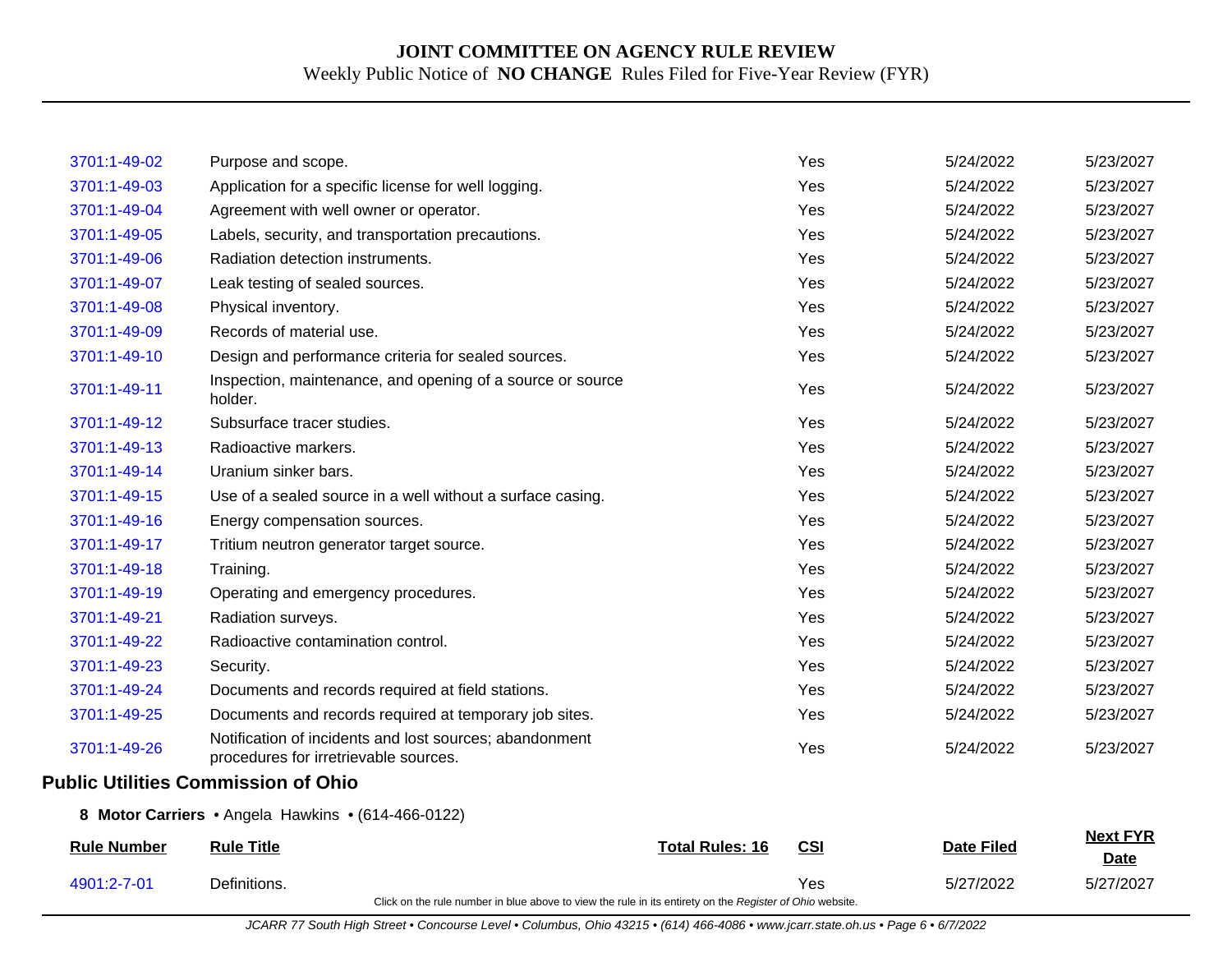| | | | | | |
|---|---|---|---|---|---|
| 3701:1-49-02 | Purpose and scope. | | Yes | 5/24/2022 | 5/23/2027 |
| 3701:1-49-03 | Application for a specific license for well logging. | | Yes | 5/24/2022 | 5/23/2027 |
| 3701:1-49-04 | Agreement with well owner or operator. | | Yes | 5/24/2022 | 5/23/2027 |
| 3701:1-49-05 | Labels, security, and transportation precautions. | | Yes | 5/24/2022 | 5/23/2027 |
| 3701:1-49-06 | Radiation detection instruments. | | Yes | 5/24/2022 | 5/23/2027 |
| 3701:1-49-07 | Leak testing of sealed sources. | | Yes | 5/24/2022 | 5/23/2027 |
| 3701:1-49-08 | Physical inventory. | | Yes | 5/24/2022 | 5/23/2027 |
| 3701:1-49-09 | Records of material use. | | Yes | 5/24/2022 | 5/23/2027 |
| 3701:1-49-10 | Design and performance criteria for sealed sources. | | Yes | 5/24/2022 | 5/23/2027 |
| 3701:1-49-11 | Inspection, maintenance, and opening of a source or source holder. | | Yes | 5/24/2022 | 5/23/2027 |
| 3701:1-49-12 | Subsurface tracer studies. | | Yes | 5/24/2022 | 5/23/2027 |
| 3701:1-49-13 | Radioactive markers. | | Yes | 5/24/2022 | 5/23/2027 |
| 3701:1-49-14 | Uranium sinker bars. | | Yes | 5/24/2022 | 5/23/2027 |
| 3701:1-49-15 | Use of a sealed source in a well without a surface casing. | | Yes | 5/24/2022 | 5/23/2027 |
| 3701:1-49-16 | Energy compensation sources. | | Yes | 5/24/2022 | 5/23/2027 |
| 3701:1-49-17 | Tritium neutron generator target source. | | Yes | 5/24/2022 | 5/23/2027 |
| 3701:1-49-18 | Training. | | Yes | 5/24/2022 | 5/23/2027 |
| 3701:1-49-19 | Operating and emergency procedures. | | Yes | 5/24/2022 | 5/23/2027 |
| 3701:1-49-21 | Radiation surveys. | | Yes | 5/24/2022 | 5/23/2027 |
| 3701:1-49-22 | Radioactive contamination control. | | Yes | 5/24/2022 | 5/23/2027 |
| 3701:1-49-23 | Security. | | Yes | 5/24/2022 | 5/23/2027 |
| 3701:1-49-24 | Documents and records required at field stations. | | Yes | 5/24/2022 | 5/23/2027 |
| 3701:1-49-25 | Documents and records required at temporary job sites. | | Yes | 5/24/2022 | 5/23/2027 |
| 3701:1-49-26 | Notification of incidents and lost sources; abandonment procedures for irretrievable sources. | | Yes | 5/24/2022 | 5/23/2027 |

## Public Utilities Commission of Ohio

**8 Motor Carriers** • Angela Hawkins • (614-466-0122)

| Rule Number | Rule Title | Total Rules: 16 | CSI | Date Filed | Next FYR Date |
|---|---|---|---|---|---|
| 4901:2-7-01 | Definitions. | | Yes | 5/27/2022 | 5/27/2027 |

Click on the rule number in blue above to view the rule in its entirety on the *Register of Ohio* website.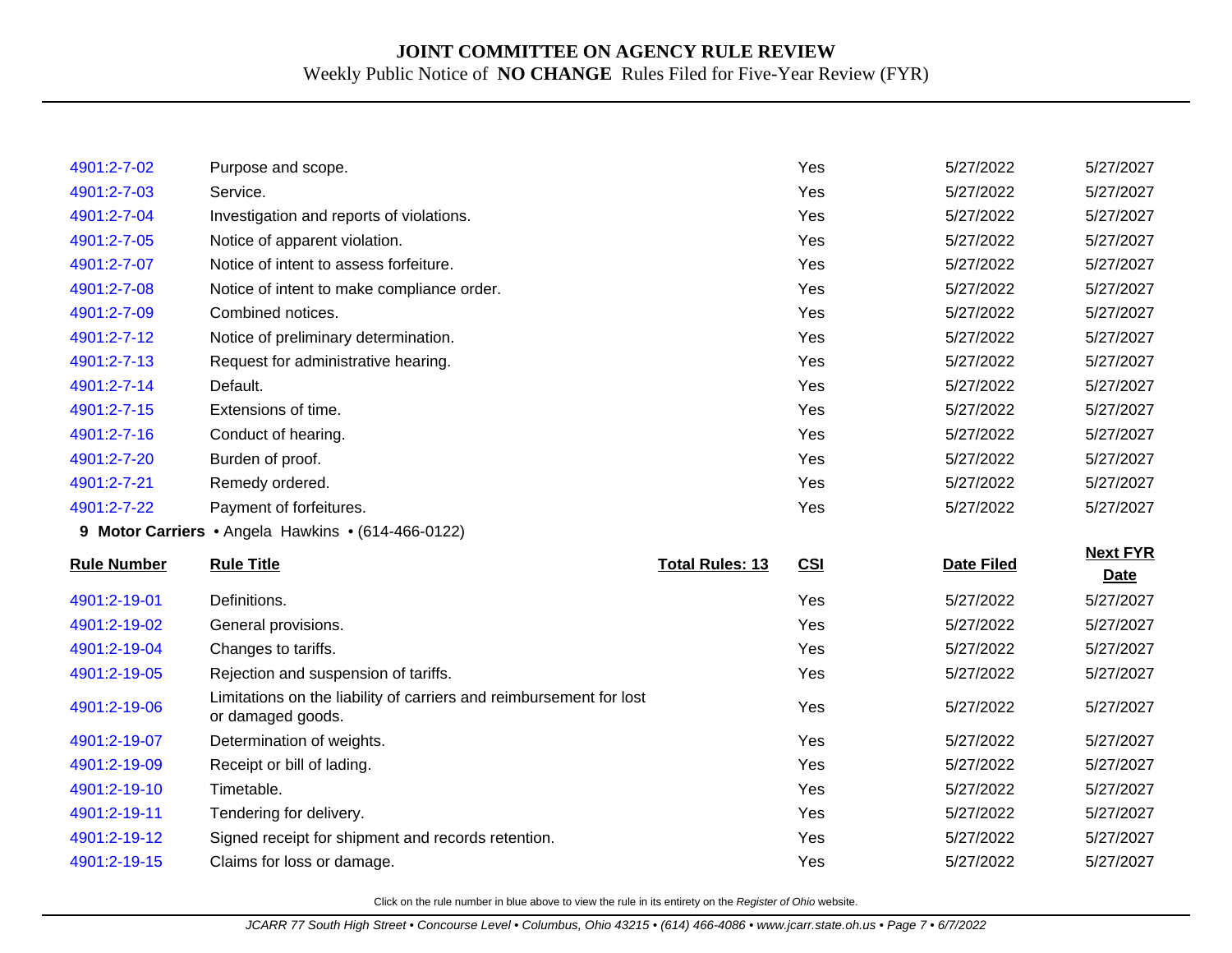| | | | | | |
|---|---|---|---|---|---|
| 4901:2-7-02 | Purpose and scope. | | Yes | 5/27/2022 | 5/27/2027 |
| 4901:2-7-03 | Service. | | Yes | 5/27/2022 | 5/27/2027 |
| 4901:2-7-04 | Investigation and reports of violations. | | Yes | 5/27/2022 | 5/27/2027 |
| 4901:2-7-05 | Notice of apparent violation. | | Yes | 5/27/2022 | 5/27/2027 |
| 4901:2-7-07 | Notice of intent to assess forfeiture. | | Yes | 5/27/2022 | 5/27/2027 |
| 4901:2-7-08 | Notice of intent to make compliance order. | | Yes | 5/27/2022 | 5/27/2027 |
| 4901:2-7-09 | Combined notices. | | Yes | 5/27/2022 | 5/27/2027 |
| 4901:2-7-12 | Notice of preliminary determination. | | Yes | 5/27/2022 | 5/27/2027 |
| 4901:2-7-13 | Request for administrative hearing. | | Yes | 5/27/2022 | 5/27/2027 |
| 4901:2-7-14 | Default. | | Yes | 5/27/2022 | 5/27/2027 |
| 4901:2-7-15 | Extensions of time. | | Yes | 5/27/2022 | 5/27/2027 |
| 4901:2-7-16 | Conduct of hearing. | | Yes | 5/27/2022 | 5/27/2027 |
| 4901:2-7-20 | Burden of proof. | | Yes | 5/27/2022 | 5/27/2027 |
| 4901:2-7-21 | Remedy ordered. | | Yes | 5/27/2022 | 5/27/2027 |
| 4901:2-7-22 | Payment of forfeitures. | | Yes | 5/27/2022 | 5/27/2027 |

**9 Motor Carriers** • Angela Hawkins • (614-466-0122)

| Rule Number | Rule Title | Total Rules: 13 | CSI | Date Filed | Next FYR Date |
|---|---|---|---|---|---|
| 4901:2-19-01 | Definitions. | | Yes | 5/27/2022 | 5/27/2027 |
| 4901:2-19-02 | General provisions. | | Yes | 5/27/2022 | 5/27/2027 |
| 4901:2-19-04 | Changes to tariffs. | | Yes | 5/27/2022 | 5/27/2027 |
| 4901:2-19-05 | Rejection and suspension of tariffs. | | Yes | 5/27/2022 | 5/27/2027 |
| 4901:2-19-06 | Limitations on the liability of carriers and reimbursement for lost or damaged goods. | | Yes | 5/27/2022 | 5/27/2027 |
| 4901:2-19-07 | Determination of weights. | | Yes | 5/27/2022 | 5/27/2027 |
| 4901:2-19-09 | Receipt or bill of lading. | | Yes | 5/27/2022 | 5/27/2027 |
| 4901:2-19-10 | Timetable. | | Yes | 5/27/2022 | 5/27/2027 |
| 4901:2-19-11 | Tendering for delivery. | | Yes | 5/27/2022 | 5/27/2027 |
| 4901:2-19-12 | Signed receipt for shipment and records retention. | | Yes | 5/27/2022 | 5/27/2027 |
| 4901:2-19-15 | Claims for loss or damage. | | Yes | 5/27/2022 | 5/27/2027 |

Click on the rule number in blue above to view the rule in its entirety on the *Register of Ohio* website.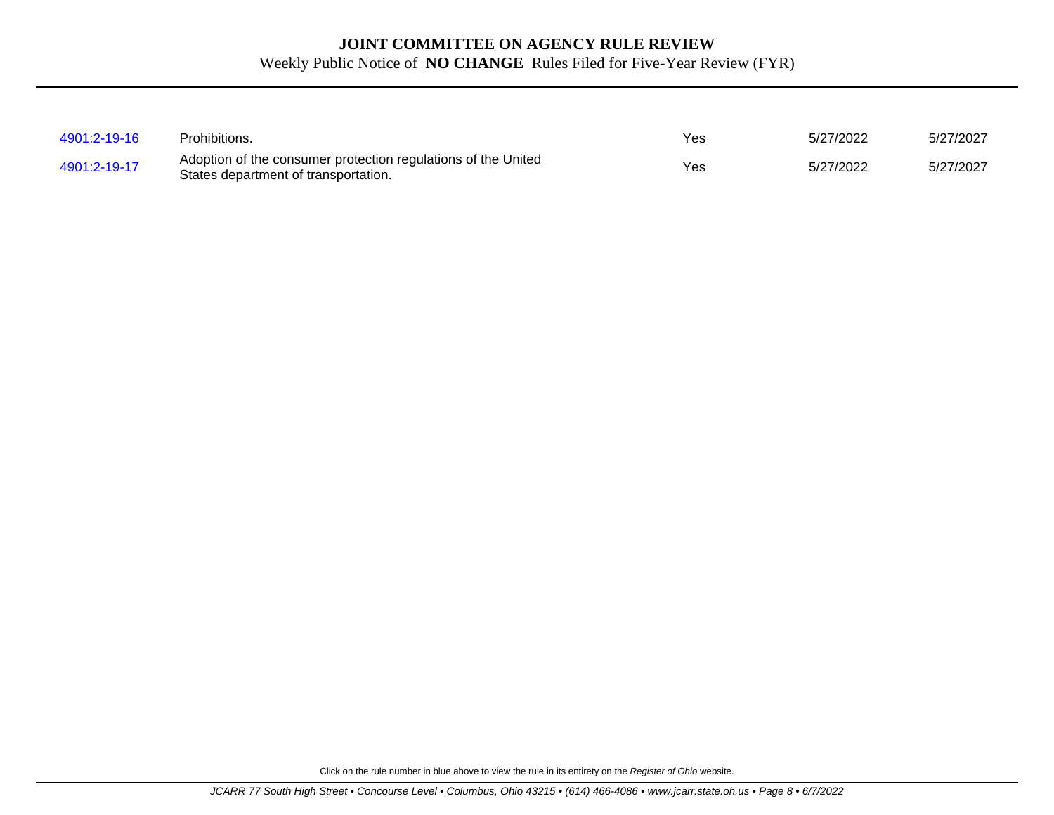# JOINT COMMITTEE ON AGENCY RULE REVIEW

Weekly Public Notice of **NO CHANGE** Rules Filed for Five-Year Review (FYR)

| | | | | |
|---|---|---|---|---|
| 4901:2-19-16 | Prohibitions. | Yes | 5/27/2022 | 5/27/2027 |
| 4901:2-19-17 | Adoption of the consumer protection regulations of the United States department of transportation. | Yes | 5/27/2022 | 5/27/2027 |

Click on the rule number in blue above to view the rule in its entirety on the *Register of Ohio* website.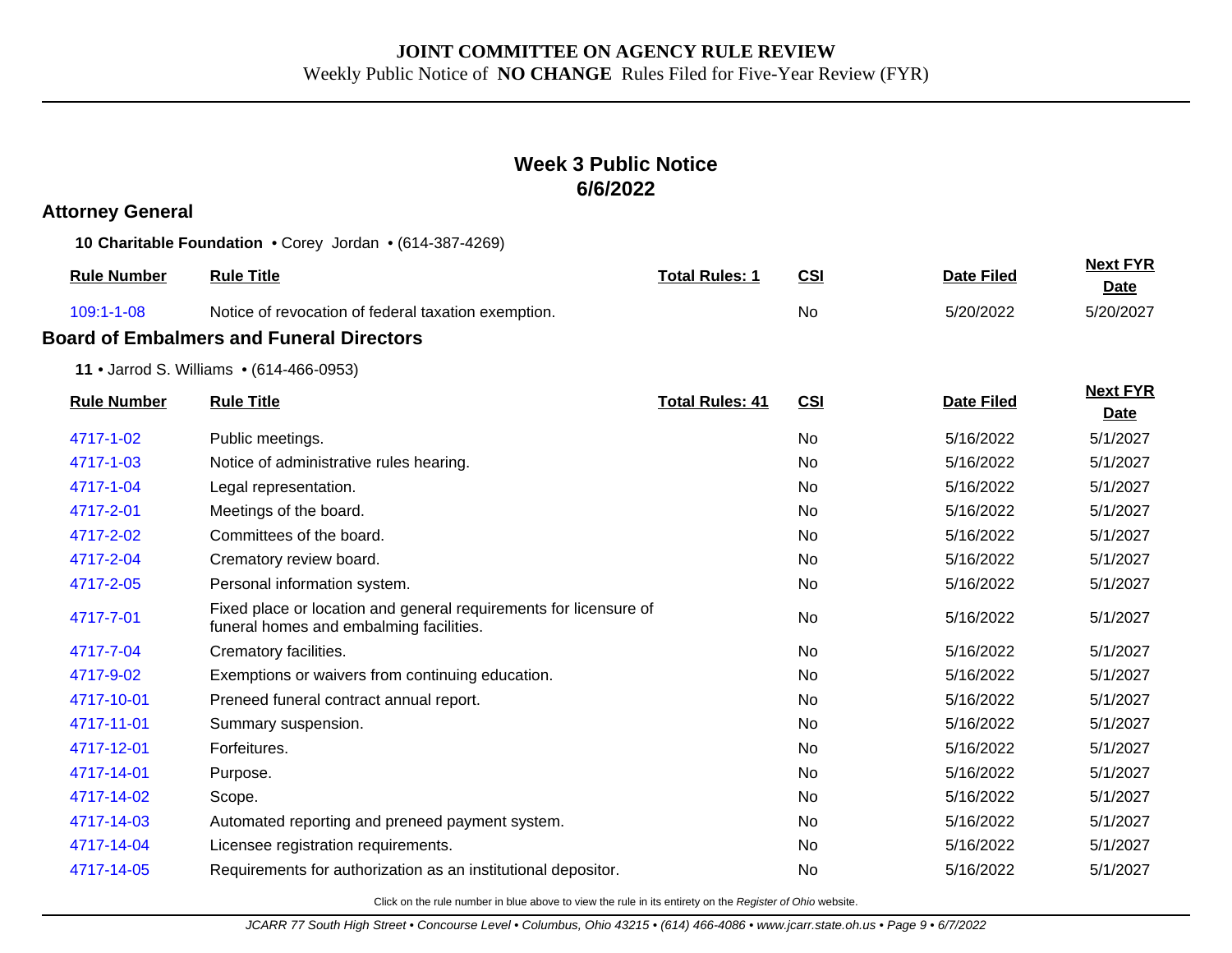**JOINT COMMITTEE ON AGENCY RULE REVIEW**

Weekly Public Notice of **NO CHANGE** Rules Filed for Five-Year Review (FYR)

## Week 3 Public Notice
## 6/6/2022

### Attorney General

**10 Charitable Foundation** • Corey Jordan • (614-387-4269)

| Rule Number | Rule Title | Total Rules: 1 | CSI | Date Filed | Next FYR Date |
|---|---|---|---|---|---|
| 109:1-1-08 | Notice of revocation of federal taxation exemption. | | No | 5/20/2022 | 5/20/2027 |

### Board of Embalmers and Funeral Directors

**11** • Jarrod S. Williams • (614-466-0953)

| Rule Number | Rule Title | Total Rules: 41 | CSI | Date Filed | Next FYR Date |
|---|---|---|---|---|---|
| 4717-1-02 | Public meetings. | | No | 5/16/2022 | 5/1/2027 |
| 4717-1-03 | Notice of administrative rules hearing. | | No | 5/16/2022 | 5/1/2027 |
| 4717-1-04 | Legal representation. | | No | 5/16/2022 | 5/1/2027 |
| 4717-2-01 | Meetings of the board. | | No | 5/16/2022 | 5/1/2027 |
| 4717-2-02 | Committees of the board. | | No | 5/16/2022 | 5/1/2027 |
| 4717-2-04 | Crematory review board. | | No | 5/16/2022 | 5/1/2027 |
| 4717-2-05 | Personal information system. | | No | 5/16/2022 | 5/1/2027 |
| 4717-7-01 | Fixed place or location and general requirements for licensure of funeral homes and embalming facilities. | | No | 5/16/2022 | 5/1/2027 |
| 4717-7-04 | Crematory facilities. | | No | 5/16/2022 | 5/1/2027 |
| 4717-9-02 | Exemptions or waivers from continuing education. | | No | 5/16/2022 | 5/1/2027 |
| 4717-10-01 | Preneed funeral contract annual report. | | No | 5/16/2022 | 5/1/2027 |
| 4717-11-01 | Summary suspension. | | No | 5/16/2022 | 5/1/2027 |
| 4717-12-01 | Forfeitures. | | No | 5/16/2022 | 5/1/2027 |
| 4717-14-01 | Purpose. | | No | 5/16/2022 | 5/1/2027 |
| 4717-14-02 | Scope. | | No | 5/16/2022 | 5/1/2027 |
| 4717-14-03 | Automated reporting and preneed payment system. | | No | 5/16/2022 | 5/1/2027 |
| 4717-14-04 | Licensee registration requirements. | | No | 5/16/2022 | 5/1/2027 |
| 4717-14-05 | Requirements for authorization as an institutional depositor. | | No | 5/16/2022 | 5/1/2027 |

Click on the rule number in blue above to view the rule in its entirety on the *Register of Ohio* website.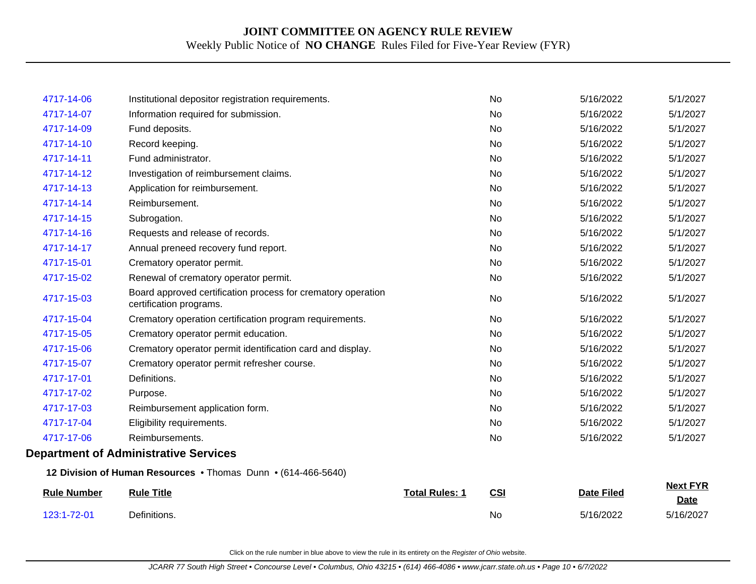| | | | | | |
|---|---|---|---|---|---|
| 4717-14-06 | Institutional depositor registration requirements. | | No | 5/16/2022 | 5/1/2027 |
| 4717-14-07 | Information required for submission. | | No | 5/16/2022 | 5/1/2027 |
| 4717-14-09 | Fund deposits. | | No | 5/16/2022 | 5/1/2027 |
| 4717-14-10 | Record keeping. | | No | 5/16/2022 | 5/1/2027 |
| 4717-14-11 | Fund administrator. | | No | 5/16/2022 | 5/1/2027 |
| 4717-14-12 | Investigation of reimbursement claims. | | No | 5/16/2022 | 5/1/2027 |
| 4717-14-13 | Application for reimbursement. | | No | 5/16/2022 | 5/1/2027 |
| 4717-14-14 | Reimbursement. | | No | 5/16/2022 | 5/1/2027 |
| 4717-14-15 | Subrogation. | | No | 5/16/2022 | 5/1/2027 |
| 4717-14-16 | Requests and release of records. | | No | 5/16/2022 | 5/1/2027 |
| 4717-14-17 | Annual preneed recovery fund report. | | No | 5/16/2022 | 5/1/2027 |
| 4717-15-01 | Crematory operator permit. | | No | 5/16/2022 | 5/1/2027 |
| 4717-15-02 | Renewal of crematory operator permit. | | No | 5/16/2022 | 5/1/2027 |
| 4717-15-03 | Board approved certification process for crematory operation certification programs. | | No | 5/16/2022 | 5/1/2027 |
| 4717-15-04 | Crematory operation certification program requirements. | | No | 5/16/2022 | 5/1/2027 |
| 4717-15-05 | Crematory operator permit education. | | No | 5/16/2022 | 5/1/2027 |
| 4717-15-06 | Crematory operator permit identification card and display. | | No | 5/16/2022 | 5/1/2027 |
| 4717-15-07 | Crematory operator permit refresher course. | | No | 5/16/2022 | 5/1/2027 |
| 4717-17-01 | Definitions. | | No | 5/16/2022 | 5/1/2027 |
| 4717-17-02 | Purpose. | | No | 5/16/2022 | 5/1/2027 |
| 4717-17-03 | Reimbursement application form. | | No | 5/16/2022 | 5/1/2027 |
| 4717-17-04 | Eligibility requirements. | | No | 5/16/2022 | 5/1/2027 |
| 4717-17-06 | Reimbursements. | | No | 5/16/2022 | 5/1/2027 |

## Department of Administrative Services

**12 Division of Human Resources** • Thomas Dunn • (614-466-5640)

| Rule Number | Rule Title | Total Rules: 1 | CSI | Date Filed | Next FYR Date |
|---|---|---|---|---|---|
| 123:1-72-01 | Definitions. | | No | 5/16/2022 | 5/16/2027 |

Click on the rule number in blue above to view the rule in its entirety on the *Register of Ohio* website.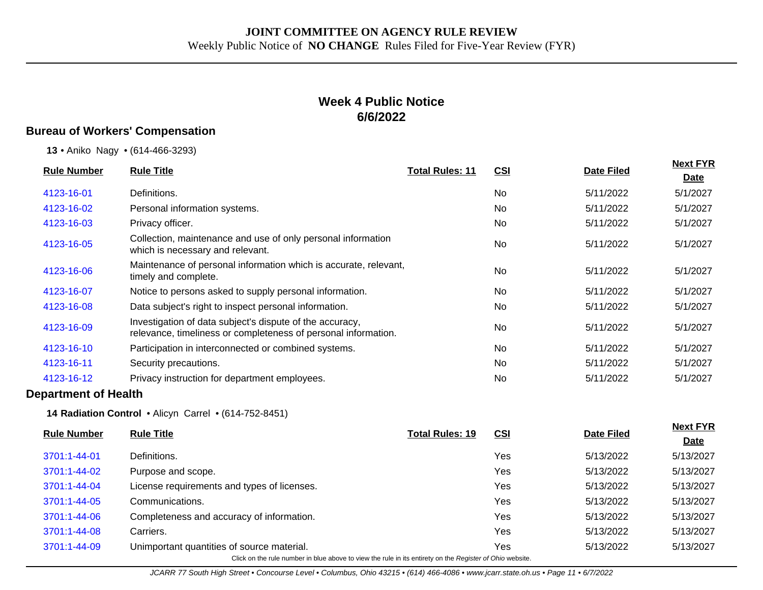# JOINT COMMITTEE ON AGENCY RULE REVIEW

Weekly Public Notice of **NO CHANGE** Rules Filed for Five-Year Review (FYR)

## Week 4 Public Notice
## 6/6/2022

### Bureau of Workers' Compensation

**13** • Aniko Nagy • (614-466-3293)

| Rule Number | Rule Title | Total Rules: 11 | CSI | Date Filed | Next FYR Date |
|---|---|---|---|---|---|
| 4123-16-01 | Definitions. | | No | 5/11/2022 | 5/1/2027 |
| 4123-16-02 | Personal information systems. | | No | 5/11/2022 | 5/1/2027 |
| 4123-16-03 | Privacy officer. | | No | 5/11/2022 | 5/1/2027 |
| 4123-16-05 | Collection, maintenance and use of only personal information which is necessary and relevant. | | No | 5/11/2022 | 5/1/2027 |
| 4123-16-06 | Maintenance of personal information which is accurate, relevant, timely and complete. | | No | 5/11/2022 | 5/1/2027 |
| 4123-16-07 | Notice to persons asked to supply personal information. | | No | 5/11/2022 | 5/1/2027 |
| 4123-16-08 | Data subject's right to inspect personal information. | | No | 5/11/2022 | 5/1/2027 |
| 4123-16-09 | Investigation of data subject's dispute of the accuracy, relevance, timeliness or completeness of personal information. | | No | 5/11/2022 | 5/1/2027 |
| 4123-16-10 | Participation in interconnected or combined systems. | | No | 5/11/2022 | 5/1/2027 |
| 4123-16-11 | Security precautions. | | No | 5/11/2022 | 5/1/2027 |
| 4123-16-12 | Privacy instruction for department employees. | | No | 5/11/2022 | 5/1/2027 |

### Department of Health

**14 Radiation Control** • Alicyn Carrel • (614-752-8451)

| Rule Number | Rule Title | Total Rules: 19 | CSI | Date Filed | Next FYR Date |
|---|---|---|---|---|---|
| 3701:1-44-01 | Definitions. | | Yes | 5/13/2022 | 5/13/2027 |
| 3701:1-44-02 | Purpose and scope. | | Yes | 5/13/2022 | 5/13/2027 |
| 3701:1-44-04 | License requirements and types of licenses. | | Yes | 5/13/2022 | 5/13/2027 |
| 3701:1-44-05 | Communications. | | Yes | 5/13/2022 | 5/13/2027 |
| 3701:1-44-06 | Completeness and accuracy of information. | | Yes | 5/13/2022 | 5/13/2027 |
| 3701:1-44-08 | Carriers. | | Yes | 5/13/2022 | 5/13/2027 |
| 3701:1-44-09 | Unimportant quantities of source material. | | Yes | 5/13/2022 | 5/13/2027 |

Click on the rule number in blue above to view the rule in its entirety on the *Register of Ohio* website.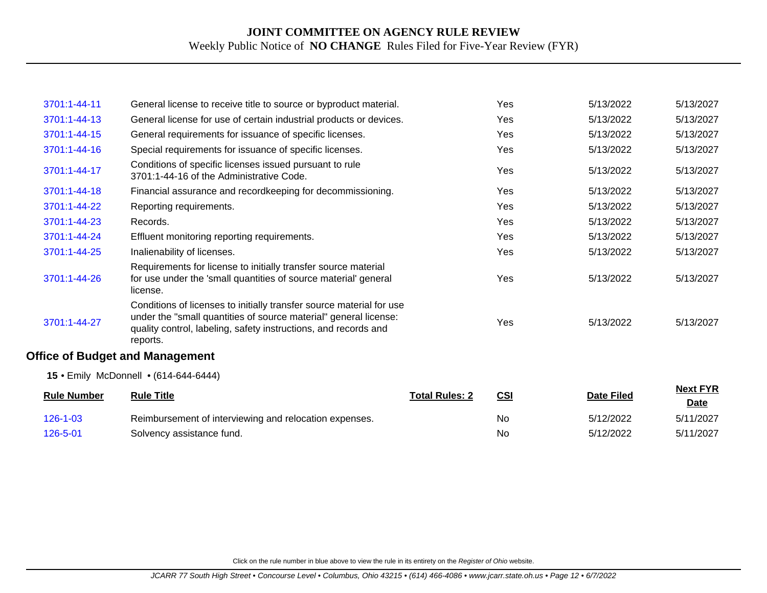| | | | | | |
|---|---|---|---|---|---|
| 3701:1-44-11 | General license to receive title to source or byproduct material. | | Yes | 5/13/2022 | 5/13/2027 |
| 3701:1-44-13 | General license for use of certain industrial products or devices. | | Yes | 5/13/2022 | 5/13/2027 |
| 3701:1-44-15 | General requirements for issuance of specific licenses. | | Yes | 5/13/2022 | 5/13/2027 |
| 3701:1-44-16 | Special requirements for issuance of specific licenses. | | Yes | 5/13/2022 | 5/13/2027 |
| 3701:1-44-17 | Conditions of specific licenses issued pursuant to rule 3701:1-44-16 of the Administrative Code. | | Yes | 5/13/2022 | 5/13/2027 |
| 3701:1-44-18 | Financial assurance and recordkeeping for decommissioning. | | Yes | 5/13/2022 | 5/13/2027 |
| 3701:1-44-22 | Reporting requirements. | | Yes | 5/13/2022 | 5/13/2027 |
| 3701:1-44-23 | Records. | | Yes | 5/13/2022 | 5/13/2027 |
| 3701:1-44-24 | Effluent monitoring reporting requirements. | | Yes | 5/13/2022 | 5/13/2027 |
| 3701:1-44-25 | Inalienability of licenses. | | Yes | 5/13/2022 | 5/13/2027 |
| 3701:1-44-26 | Requirements for license to initially transfer source material for use under the 'small quantities of source material' general license. | | Yes | 5/13/2022 | 5/13/2027 |
| 3701:1-44-27 | Conditions of licenses to initially transfer source material for use under the "small quantities of source material" general license: quality control, labeling, safety instructions, and records and reports. | | Yes | 5/13/2022 | 5/13/2027 |

## Office of Budget and Management

**15** • Emily McDonnell • (614-644-6444)

| Rule Number | Rule Title | Total Rules: 2 | CSI | Date Filed | Next FYR Date |
|---|---|---|---|---|---|
| 126-1-03 | Reimbursement of interviewing and relocation expenses. | | No | 5/12/2022 | 5/11/2027 |
| 126-5-01 | Solvency assistance fund. | | No | 5/12/2022 | 5/11/2027 |

Click on the rule number in blue above to view the rule in its entirety on the *Register of Ohio* website.